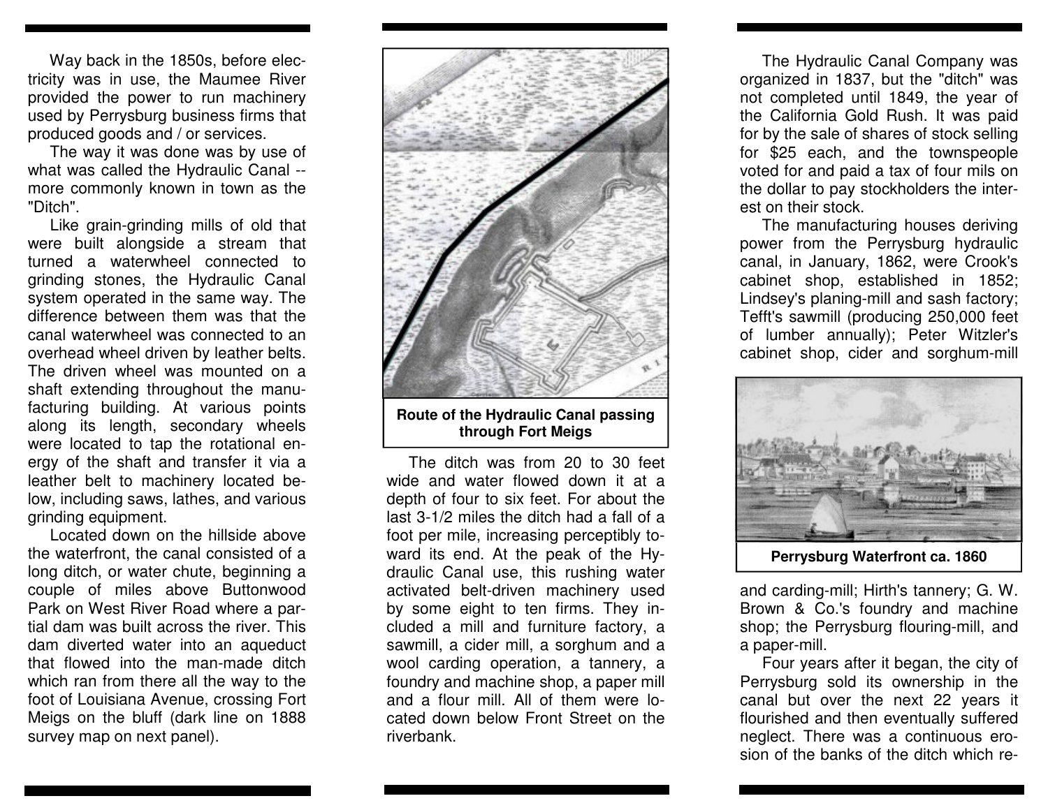Way back in the 1850s, before electricity was in use, the Maumee River provided the power to run machinery used by Perrysburg business firms that produced goods and / or services.

The way it was done was by use of what was called the Hydraulic Canal -- more commonly known in town as the "Ditch".

Like grain-grinding mills of old that were built alongside a stream that turned a waterwheel connected to grinding stones, the Hydraulic Canal system operated in the same way. The difference between them was that the canal waterwheel was connected to an overhead wheel driven by leather belts. The driven wheel was mounted on a shaft extending throughout the manufacturing building. At various points along its length, secondary wheels were located to tap the rotational energy of the shaft and transfer it via a leather belt to machinery located below, including saws, lathes, and various grinding equipment.

Located down on the hillside above the waterfront, the canal consisted of a long ditch, or water chute, beginning a couple of miles above Buttonwood Park on West River Road where a partial dam was built across the river. This dam diverted water into an aqueduct that flowed into the man-made ditch which ran from there all the way to the foot of Louisiana Avenue, crossing Fort Meigs on the bluff (dark line on 1888 survey map on next panel).

**Route of the Hydraulic Canal passing through Fort Meigs**

The ditch was from 20 to 30 feet wide and water flowed down it at a depth of four to six feet. For about the last 3-1/2 miles the ditch had a fall of a foot per mile, increasing perceptibly toward its end. At the peak of the Hydraulic Canal use, this rushing water activated belt-driven machinery used by some eight to ten firms. They included a mill and furniture factory, a sawmill, a cider mill, a sorghum and a wool carding operation, a tannery, a foundry and machine shop, a paper mill and a flour mill. All of them were located down below Front Street on the riverbank.

The Hydraulic Canal Company was organized in 1837, but the "ditch" was not completed until 1849, the year of the California Gold Rush. It was paid for by the sale of shares of stock selling for $25 each, and the townspeople voted for and paid a tax of four mils on the dollar to pay stockholders the interest on their stock.

The manufacturing houses deriving power from the Perrysburg hydraulic canal, in January, 1862, were Crook's cabinet shop, established in 1852; Lindsey's planing-mill and sash factory; Tefft's sawmill (producing 250,000 feet of lumber annually); Peter Witzler's cabinet shop, cider and sorghum-mill and carding-mill; Hirth's tannery; G. W. Brown & Co.'s foundry and machine shop; the Perrysburg flouring-mill, and a paper-mill.

**Perrysburg Waterfront ca. 1860**

Four years after it began, the city of Perrysburg sold its ownership in the canal but over the next 22 years it flourished and then eventually suffered neglect. There was a continuous erosion of the banks of the ditch which re-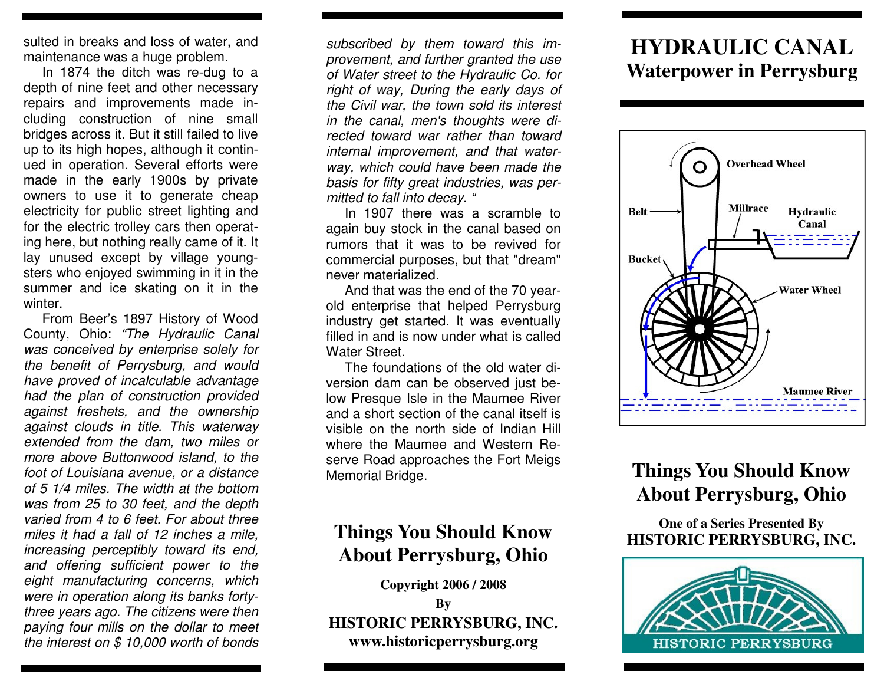sulted in breaks and loss of water, and maintenance was a huge problem.

In 1874 the ditch was re-dug to a depth of nine feet and other necessary repairs and improvements made including construction of nine small bridges across it. But it still failed to live up to its high hopes, although it continued in operation. Several efforts were made in the early 1900s by private owners to use it to generate cheap electricity for public street lighting and for the electric trolley cars then operating here, but nothing really came of it. It lay unused except by village youngsters who enjoyed swimming in it in the summer and ice skating on it in the winter.

From Beer's 1897 History of Wood County, Ohio: *"The Hydraulic Canal was conceived by enterprise solely for the benefit of Perrysburg, and would have proved of incalculable advantage had the plan of construction provided against freshets, and the ownership against clouds in title. This waterway extended from the dam, two miles or more above Buttonwood island, to the foot of Louisiana avenue, or a distance of 5 1/4 miles. The width at the bottom was from 25 to 30 feet, and the depth varied from 4 to 6 feet. For about three miles it had a fall of 12 inches a mile, increasing perceptibly toward its end, and offering sufficient power to the eight manufacturing concerns, which were in operation along its banks forty-three years ago. The citizens were then paying four mills on the dollar to meet the interest on $ 10,000 worth of bonds subscribed by them toward this improvement, and further granted the use of Water street to the Hydraulic Co. for right of way, During the early days of the Civil war, the town sold its interest in the canal, men's thoughts were directed toward war rather than toward internal improvement, and that waterway, which could have been made the basis for fifty great industries, was permitted to fall into decay. "*

In 1907 there was a scramble to again buy stock in the canal based on rumors that it was to be revived for commercial purposes, but that "dream" never materialized.

And that was the end of the 70 year-old enterprise that helped Perrysburg industry get started. It was eventually filled in and is now under what is called Water Street.

The foundations of the old water diversion dam can be observed just below Presque Isle in the Maumee River and a short section of the canal itself is visible on the north side of Indian Hill where the Maumee and Western Reserve Road approaches the Fort Meigs Memorial Bridge.

## Things You Should Know About Perrysburg, Ohio

**Copyright 2006 / 2008**

**By**

**HISTORIC PERRYSBURG, INC.**

**www.historicperrysburg.org**

# HYDRAULIC CANAL
## Waterpower in Perrysburg

Overhead Wheel
Belt
Millrace
Hydraulic Canal
Bucket
Water Wheel
Maumee River

## Things You Should Know About Perrysburg, Ohio

**One of a Series Presented By**
**HISTORIC PERRYSBURG, INC.**

HISTORIC PERRYSBURG